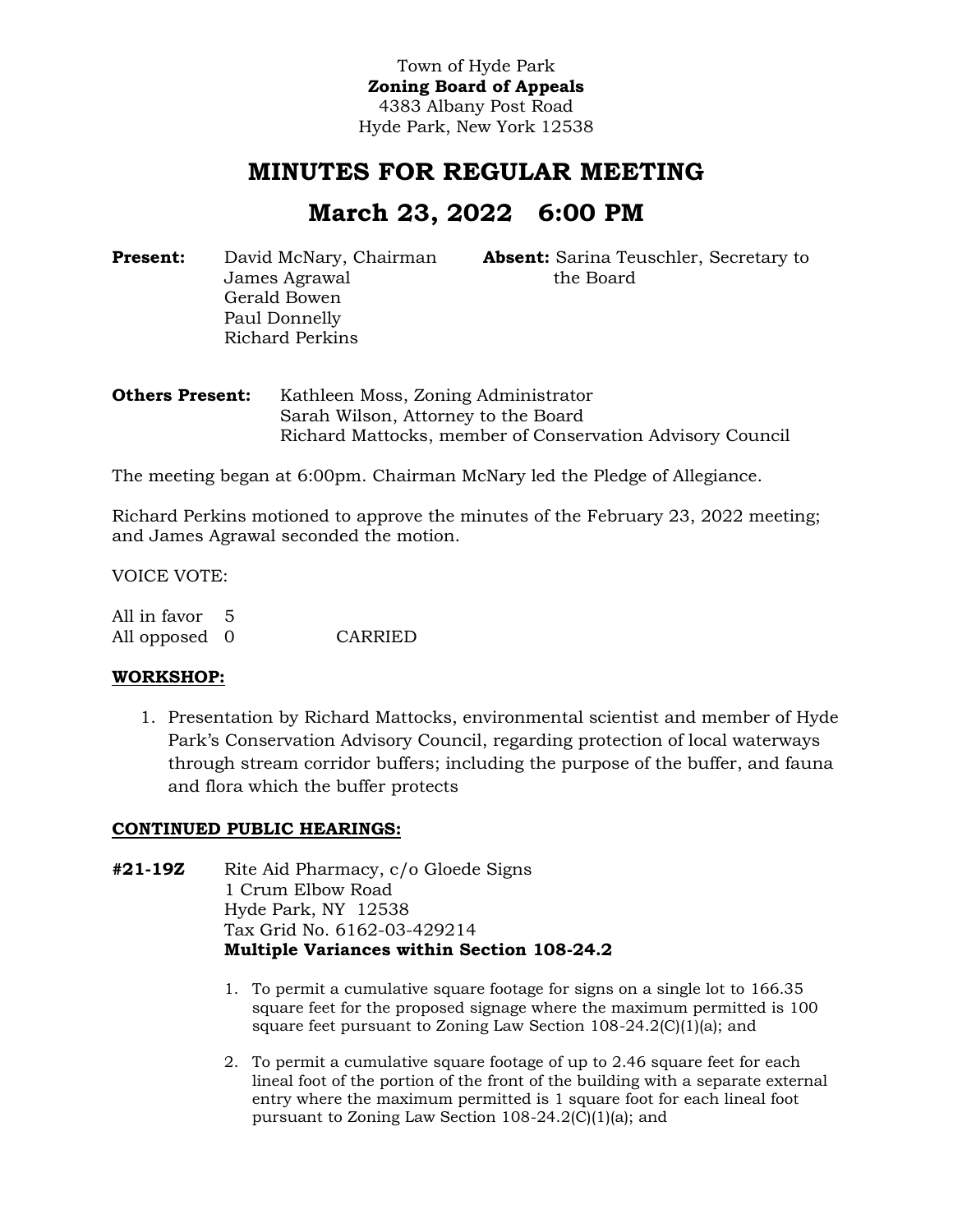Town of Hyde Park
**Zoning Board of Appeals**
4383 Albany Post Road
Hyde Park, New York 12538

# MINUTES FOR REGULAR MEETING

# March 23, 2022 6:00 PM

**Present:** David McNary, Chairman
James Agrawal
Gerald Bowen
Paul Donnelly
Richard Perkins

**Absent:** Sarina Teuschler, Secretary to the Board

**Others Present:** Kathleen Moss, Zoning Administrator
Sarah Wilson, Attorney to the Board
Richard Mattocks, member of Conservation Advisory Council

The meeting began at 6:00pm. Chairman McNary led the Pledge of Allegiance.

Richard Perkins motioned to approve the minutes of the February 23, 2022 meeting; and James Agrawal seconded the motion.

VOICE VOTE:

All in favor 5
All opposed 0 CARRIED

**WORKSHOP:**

1. Presentation by Richard Mattocks, environmental scientist and member of Hyde Park's Conservation Advisory Council, regarding protection of local waterways through stream corridor buffers; including the purpose of the buffer, and fauna and flora which the buffer protects

**CONTINUED PUBLIC HEARINGS:**

**#21-19Z** Rite Aid Pharmacy, c/o Gloede Signs
1 Crum Elbow Road
Hyde Park, NY 12538
Tax Grid No. 6162-03-429214
**Multiple Variances within Section 108-24.2**

1. To permit a cumulative square footage for signs on a single lot to 166.35 square feet for the proposed signage where the maximum permitted is 100 square feet pursuant to Zoning Law Section 108-24.2(C)(1)(a); and
2. To permit a cumulative square footage of up to 2.46 square feet for each lineal foot of the portion of the front of the building with a separate external entry where the maximum permitted is 1 square foot for each lineal foot pursuant to Zoning Law Section 108-24.2(C)(1)(a); and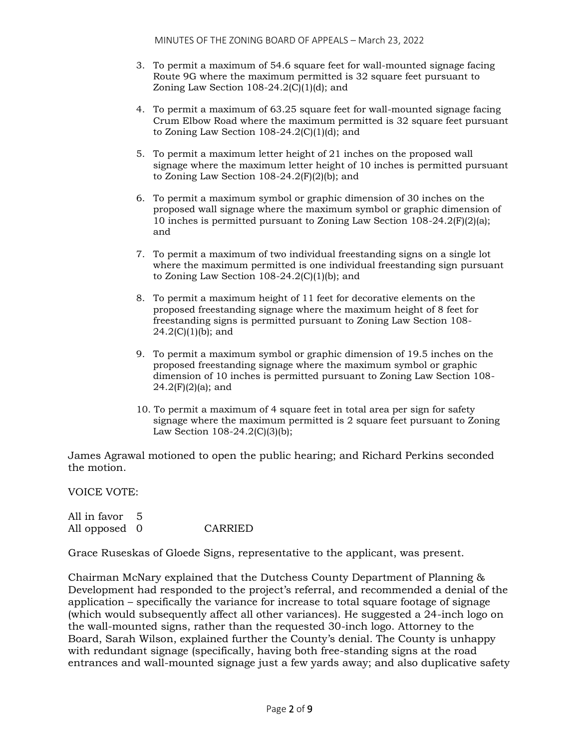3. To permit a maximum of 54.6 square feet for wall-mounted signage facing Route 9G where the maximum permitted is 32 square feet pursuant to Zoning Law Section 108-24.2(C)(1)(d); and

4. To permit a maximum of 63.25 square feet for wall-mounted signage facing Crum Elbow Road where the maximum permitted is 32 square feet pursuant to Zoning Law Section 108-24.2(C)(1)(d); and

5. To permit a maximum letter height of 21 inches on the proposed wall signage where the maximum letter height of 10 inches is permitted pursuant to Zoning Law Section 108-24.2(F)(2)(b); and

6. To permit a maximum symbol or graphic dimension of 30 inches on the proposed wall signage where the maximum symbol or graphic dimension of 10 inches is permitted pursuant to Zoning Law Section 108-24.2(F)(2)(a); and

7. To permit a maximum of two individual freestanding signs on a single lot where the maximum permitted is one individual freestanding sign pursuant to Zoning Law Section 108-24.2(C)(1)(b); and

8. To permit a maximum height of 11 feet for decorative elements on the proposed freestanding signage where the maximum height of 8 feet for freestanding signs is permitted pursuant to Zoning Law Section 108-24.2(C)(1)(b); and

9. To permit a maximum symbol or graphic dimension of 19.5 inches on the proposed freestanding signage where the maximum symbol or graphic dimension of 10 inches is permitted pursuant to Zoning Law Section 108-24.2(F)(2)(a); and

10. To permit a maximum of 4 square feet in total area per sign for safety signage where the maximum permitted is 2 square feet pursuant to Zoning Law Section 108-24.2(C)(3)(b);

James Agrawal motioned to open the public hearing; and Richard Perkins seconded the motion.

VOICE VOTE:

All in favor 5
All opposed 0 CARRIED

Grace Ruseskas of Gloede Signs, representative to the applicant, was present.

Chairman McNary explained that the Dutchess County Department of Planning & Development had responded to the project's referral, and recommended a denial of the application – specifically the variance for increase to total square footage of signage (which would subsequently affect all other variances). He suggested a 24-inch logo on the wall-mounted signs, rather than the requested 30-inch logo. Attorney to the Board, Sarah Wilson, explained further the County's denial. The County is unhappy with redundant signage (specifically, having both free-standing signs at the road entrances and wall-mounted signage just a few yards away; and also duplicative safety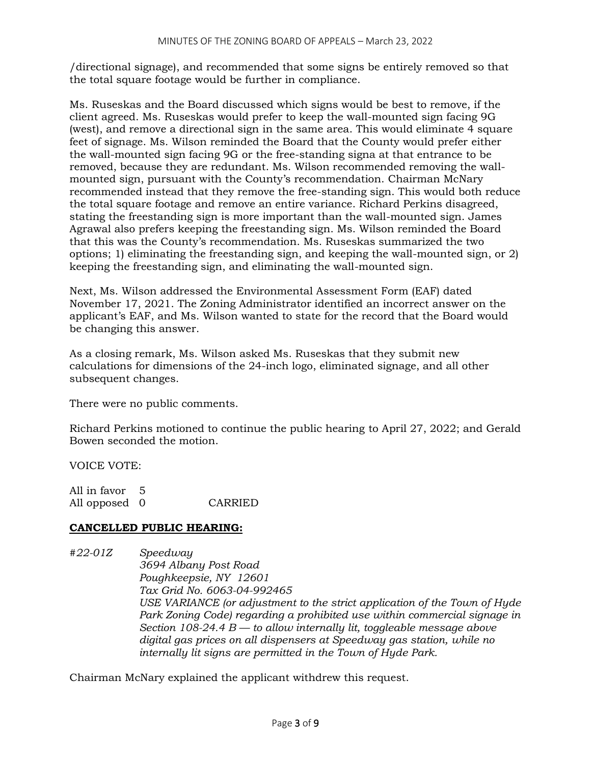/directional signage), and recommended that some signs be entirely removed so that the total square footage would be further in compliance.

Ms. Ruseskas and the Board discussed which signs would be best to remove, if the client agreed. Ms. Ruseskas would prefer to keep the wall-mounted sign facing 9G (west), and remove a directional sign in the same area. This would eliminate 4 square feet of signage. Ms. Wilson reminded the Board that the County would prefer either the wall-mounted sign facing 9G or the free-standing signa at that entrance to be removed, because they are redundant. Ms. Wilson recommended removing the wall-mounted sign, pursuant with the County's recommendation. Chairman McNary recommended instead that they remove the free-standing sign. This would both reduce the total square footage and remove an entire variance. Richard Perkins disagreed, stating the freestanding sign is more important than the wall-mounted sign. James Agrawal also prefers keeping the freestanding sign. Ms. Wilson reminded the Board that this was the County's recommendation. Ms. Ruseskas summarized the two options; 1) eliminating the freestanding sign, and keeping the wall-mounted sign, or 2) keeping the freestanding sign, and eliminating the wall-mounted sign.

Next, Ms. Wilson addressed the Environmental Assessment Form (EAF) dated November 17, 2021. The Zoning Administrator identified an incorrect answer on the applicant's EAF, and Ms. Wilson wanted to state for the record that the Board would be changing this answer.

As a closing remark, Ms. Wilson asked Ms. Ruseskas that they submit new calculations for dimensions of the 24-inch logo, eliminated signage, and all other subsequent changes.

There were no public comments.

Richard Perkins motioned to continue the public hearing to April 27, 2022; and Gerald Bowen seconded the motion.

VOICE VOTE:

All in favor 5
All opposed 0 CARRIED

**CANCELLED PUBLIC HEARING:**

*#22-01Z Speedway*
*3694 Albany Post Road*
*Poughkeepsie, NY 12601*
*Tax Grid No. 6063-04-992465*
*USE VARIANCE (or adjustment to the strict application of the Town of Hyde Park Zoning Code) regarding a prohibited use within commercial signage in Section 108-24.4 B — to allow internally lit, toggleable message above digital gas prices on all dispensers at Speedway gas station, while no internally lit signs are permitted in the Town of Hyde Park.*

Chairman McNary explained the applicant withdrew this request.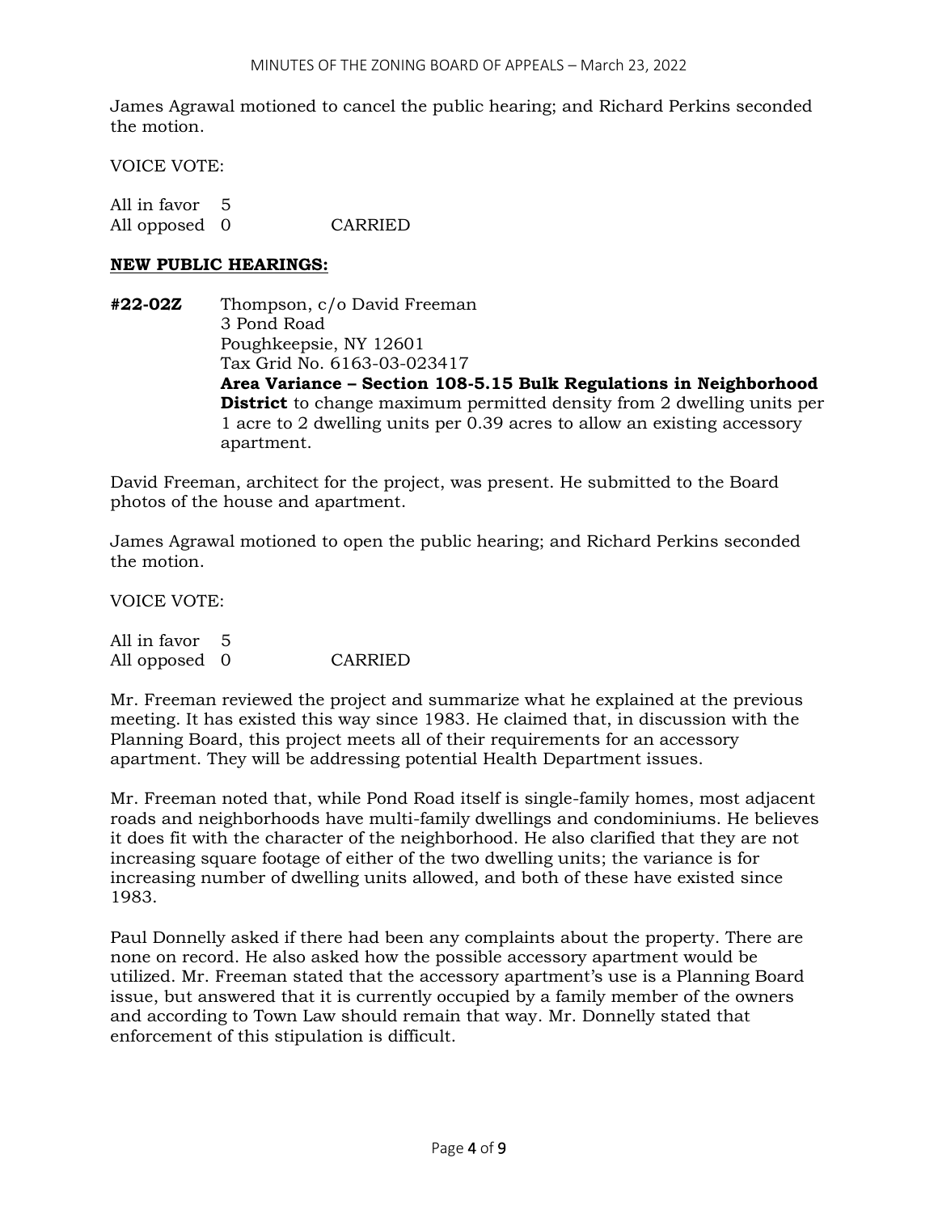James Agrawal motioned to cancel the public hearing; and Richard Perkins seconded the motion.

VOICE VOTE:

All in favor 5
All opposed 0 CARRIED

**NEW PUBLIC HEARINGS:**

**#22-02Z** Thompson, c/o David Freeman
3 Pond Road
Poughkeepsie, NY 12601
Tax Grid No. 6163-03-023417
**Area Variance – Section 108-5.15 Bulk Regulations in Neighborhood District** to change maximum permitted density from 2 dwelling units per 1 acre to 2 dwelling units per 0.39 acres to allow an existing accessory apartment.

David Freeman, architect for the project, was present. He submitted to the Board photos of the house and apartment.

James Agrawal motioned to open the public hearing; and Richard Perkins seconded the motion.

VOICE VOTE:

All in favor 5
All opposed 0 CARRIED

Mr. Freeman reviewed the project and summarize what he explained at the previous meeting. It has existed this way since 1983. He claimed that, in discussion with the Planning Board, this project meets all of their requirements for an accessory apartment. They will be addressing potential Health Department issues.

Mr. Freeman noted that, while Pond Road itself is single-family homes, most adjacent roads and neighborhoods have multi-family dwellings and condominiums. He believes it does fit with the character of the neighborhood. He also clarified that they are not increasing square footage of either of the two dwelling units; the variance is for increasing number of dwelling units allowed, and both of these have existed since 1983.

Paul Donnelly asked if there had been any complaints about the property. There are none on record. He also asked how the possible accessory apartment would be utilized. Mr. Freeman stated that the accessory apartment's use is a Planning Board issue, but answered that it is currently occupied by a family member of the owners and according to Town Law should remain that way. Mr. Donnelly stated that enforcement of this stipulation is difficult.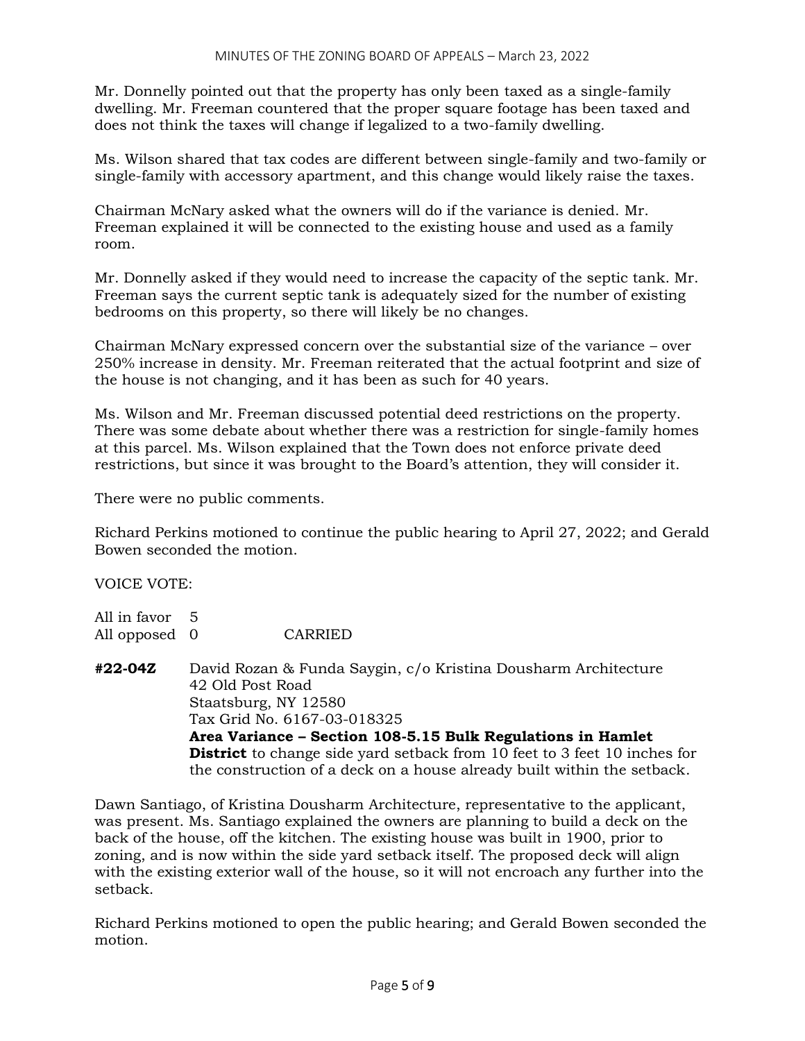Mr. Donnelly pointed out that the property has only been taxed as a single-family dwelling. Mr. Freeman countered that the proper square footage has been taxed and does not think the taxes will change if legalized to a two-family dwelling.

Ms. Wilson shared that tax codes are different between single-family and two-family or single-family with accessory apartment, and this change would likely raise the taxes.

Chairman McNary asked what the owners will do if the variance is denied. Mr. Freeman explained it will be connected to the existing house and used as a family room.

Mr. Donnelly asked if they would need to increase the capacity of the septic tank. Mr. Freeman says the current septic tank is adequately sized for the number of existing bedrooms on this property, so there will likely be no changes.

Chairman McNary expressed concern over the substantial size of the variance – over 250% increase in density. Mr. Freeman reiterated that the actual footprint and size of the house is not changing, and it has been as such for 40 years.

Ms. Wilson and Mr. Freeman discussed potential deed restrictions on the property. There was some debate about whether there was a restriction for single-family homes at this parcel. Ms. Wilson explained that the Town does not enforce private deed restrictions, but since it was brought to the Board's attention, they will consider it.

There were no public comments.

Richard Perkins motioned to continue the public hearing to April 27, 2022; and Gerald Bowen seconded the motion.

VOICE VOTE:

All in favor 5
All opposed 0 CARRIED

**#22-04Z** David Rozan & Funda Saygin, c/o Kristina Dousharm Architecture
42 Old Post Road
Staatsburg, NY 12580
Tax Grid No. 6167-03-018325
**Area Variance – Section 108-5.15 Bulk Regulations in Hamlet District** to change side yard setback from 10 feet to 3 feet 10 inches for the construction of a deck on a house already built within the setback.

Dawn Santiago, of Kristina Dousharm Architecture, representative to the applicant, was present. Ms. Santiago explained the owners are planning to build a deck on the back of the house, off the kitchen. The existing house was built in 1900, prior to zoning, and is now within the side yard setback itself. The proposed deck will align with the existing exterior wall of the house, so it will not encroach any further into the setback.

Richard Perkins motioned to open the public hearing; and Gerald Bowen seconded the motion.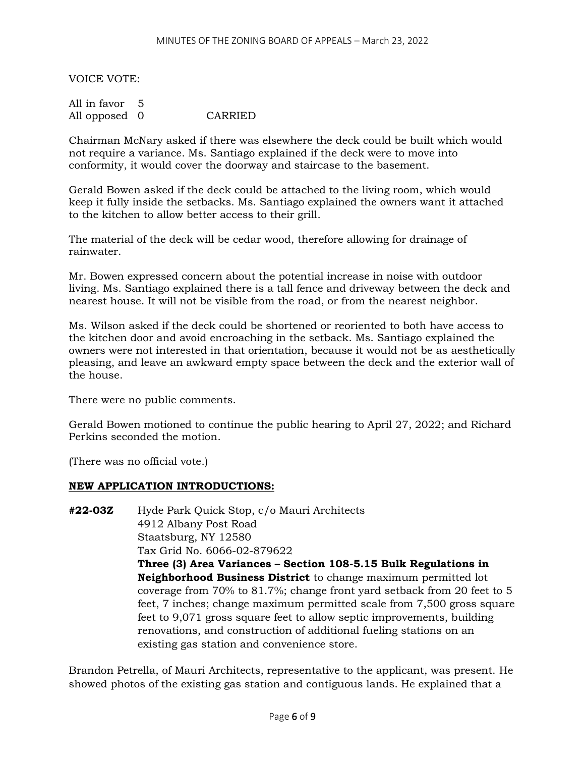VOICE VOTE:

All in favor 5
All opposed 0 CARRIED

Chairman McNary asked if there was elsewhere the deck could be built which would not require a variance. Ms. Santiago explained if the deck were to move into conformity, it would cover the doorway and staircase to the basement.

Gerald Bowen asked if the deck could be attached to the living room, which would keep it fully inside the setbacks. Ms. Santiago explained the owners want it attached to the kitchen to allow better access to their grill.

The material of the deck will be cedar wood, therefore allowing for drainage of rainwater.

Mr. Bowen expressed concern about the potential increase in noise with outdoor living. Ms. Santiago explained there is a tall fence and driveway between the deck and nearest house. It will not be visible from the road, or from the nearest neighbor.

Ms. Wilson asked if the deck could be shortened or reoriented to both have access to the kitchen door and avoid encroaching in the setback. Ms. Santiago explained the owners were not interested in that orientation, because it would not be as aesthetically pleasing, and leave an awkward empty space between the deck and the exterior wall of the house.

There were no public comments.

Gerald Bowen motioned to continue the public hearing to April 27, 2022; and Richard Perkins seconded the motion.

(There was no official vote.)

## NEW APPLICATION INTRODUCTIONS:

**#22-03Z** Hyde Park Quick Stop, c/o Mauri Architects
4912 Albany Post Road
Staatsburg, NY 12580
Tax Grid No. 6066-02-879622
**Three (3) Area Variances – Section 108-5.15 Bulk Regulations in Neighborhood Business District** to change maximum permitted lot coverage from 70% to 81.7%; change front yard setback from 20 feet to 5 feet, 7 inches; change maximum permitted scale from 7,500 gross square feet to 9,071 gross square feet to allow septic improvements, building renovations, and construction of additional fueling stations on an existing gas station and convenience store.

Brandon Petrella, of Mauri Architects, representative to the applicant, was present. He showed photos of the existing gas station and contiguous lands. He explained that a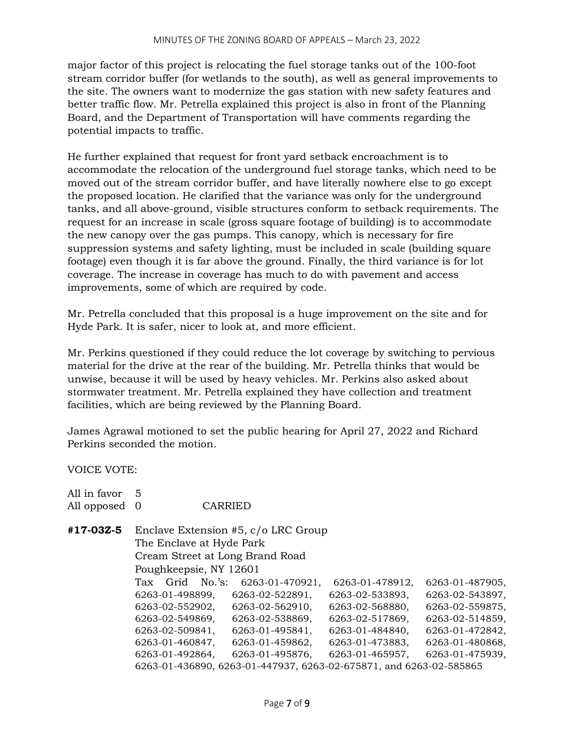major factor of this project is relocating the fuel storage tanks out of the 100-foot stream corridor buffer (for wetlands to the south), as well as general improvements to the site. The owners want to modernize the gas station with new safety features and better traffic flow. Mr. Petrella explained this project is also in front of the Planning Board, and the Department of Transportation will have comments regarding the potential impacts to traffic.

He further explained that request for front yard setback encroachment is to accommodate the relocation of the underground fuel storage tanks, which need to be moved out of the stream corridor buffer, and have literally nowhere else to go except the proposed location. He clarified that the variance was only for the underground tanks, and all above-ground, visible structures conform to setback requirements. The request for an increase in scale (gross square footage of building) is to accommodate the new canopy over the gas pumps. This canopy, which is necessary for fire suppression systems and safety lighting, must be included in scale (building square footage) even though it is far above the ground. Finally, the third variance is for lot coverage. The increase in coverage has much to do with pavement and access improvements, some of which are required by code.

Mr. Petrella concluded that this proposal is a huge improvement on the site and for Hyde Park. It is safer, nicer to look at, and more efficient.

Mr. Perkins questioned if they could reduce the lot coverage by switching to pervious material for the drive at the rear of the building. Mr. Petrella thinks that would be unwise, because it will be used by heavy vehicles. Mr. Perkins also asked about stormwater treatment. Mr. Petrella explained they have collection and treatment facilities, which are being reviewed by the Planning Board.

James Agrawal motioned to set the public hearing for April 27, 2022 and Richard Perkins seconded the motion.

VOICE VOTE:

All in favor 5
All opposed 0 CARRIED

**#17-03Z-5** Enclave Extension #5, c/o LRC Group
The Enclave at Hyde Park
Cream Street at Long Brand Road
Poughkeepsie, NY 12601
Tax Grid No.'s: 6263-01-470921, 6263-01-478912, 6263-01-487905, 6263-01-498899, 6263-02-522891, 6263-02-533893, 6263-02-543897, 6263-02-552902, 6263-02-562910, 6263-02-568880, 6263-02-559875, 6263-02-549869, 6263-02-538869, 6263-02-517869, 6263-02-514859, 6263-02-509841, 6263-01-495841, 6263-01-484840, 6263-01-472842, 6263-01-460847, 6263-01-459862, 6263-01-473883, 6263-01-480868, 6263-01-492864, 6263-01-495876, 6263-01-465957, 6263-01-475939, 6263-01-436890, 6263-01-447937, 6263-02-675871, and 6263-02-585865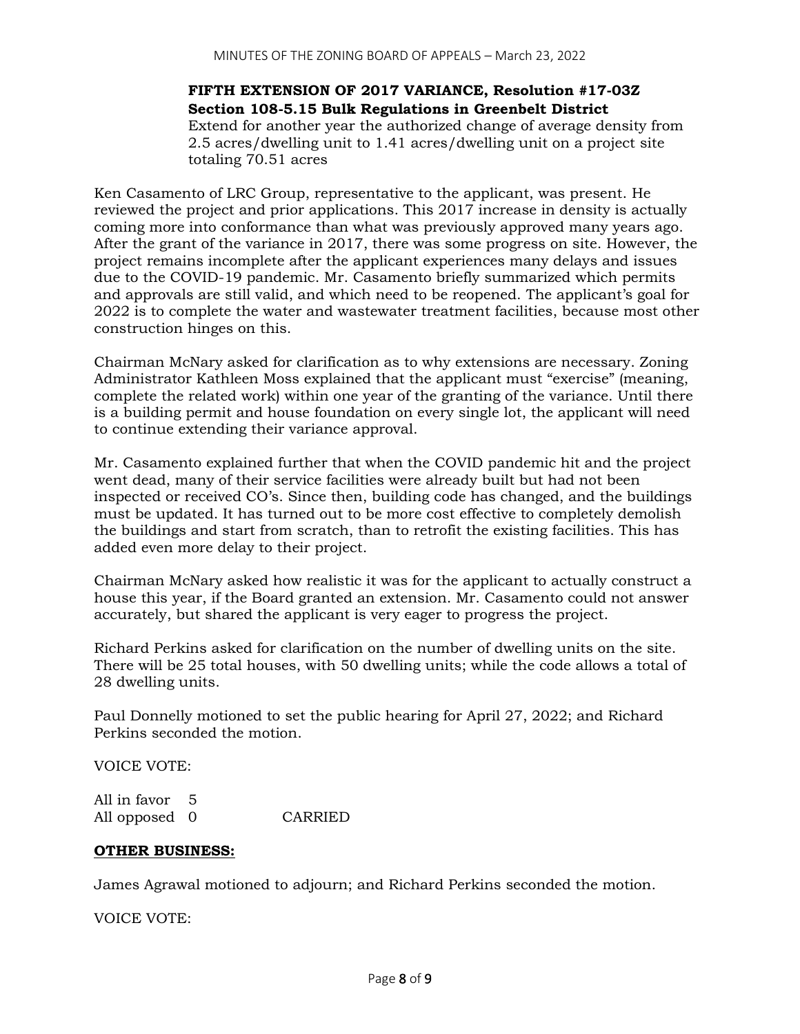**FIFTH EXTENSION OF 2017 VARIANCE, Resolution #17-03Z**
**Section 108-5.15 Bulk Regulations in Greenbelt District**
Extend for another year the authorized change of average density from 2.5 acres/dwelling unit to 1.41 acres/dwelling unit on a project site totaling 70.51 acres

Ken Casamento of LRC Group, representative to the applicant, was present. He reviewed the project and prior applications. This 2017 increase in density is actually coming more into conformance than what was previously approved many years ago. After the grant of the variance in 2017, there was some progress on site. However, the project remains incomplete after the applicant experiences many delays and issues due to the COVID-19 pandemic. Mr. Casamento briefly summarized which permits and approvals are still valid, and which need to be reopened. The applicant's goal for 2022 is to complete the water and wastewater treatment facilities, because most other construction hinges on this.

Chairman McNary asked for clarification as to why extensions are necessary. Zoning Administrator Kathleen Moss explained that the applicant must "exercise" (meaning, complete the related work) within one year of the granting of the variance. Until there is a building permit and house foundation on every single lot, the applicant will need to continue extending their variance approval.

Mr. Casamento explained further that when the COVID pandemic hit and the project went dead, many of their service facilities were already built but had not been inspected or received CO's. Since then, building code has changed, and the buildings must be updated. It has turned out to be more cost effective to completely demolish the buildings and start from scratch, than to retrofit the existing facilities. This has added even more delay to their project.

Chairman McNary asked how realistic it was for the applicant to actually construct a house this year, if the Board granted an extension. Mr. Casamento could not answer accurately, but shared the applicant is very eager to progress the project.

Richard Perkins asked for clarification on the number of dwelling units on the site. There will be 25 total houses, with 50 dwelling units; while the code allows a total of 28 dwelling units.

Paul Donnelly motioned to set the public hearing for April 27, 2022; and Richard Perkins seconded the motion.

VOICE VOTE:

All in favor 5
All opposed 0 CARRIED

**OTHER BUSINESS:**

James Agrawal motioned to adjourn; and Richard Perkins seconded the motion.

VOICE VOTE: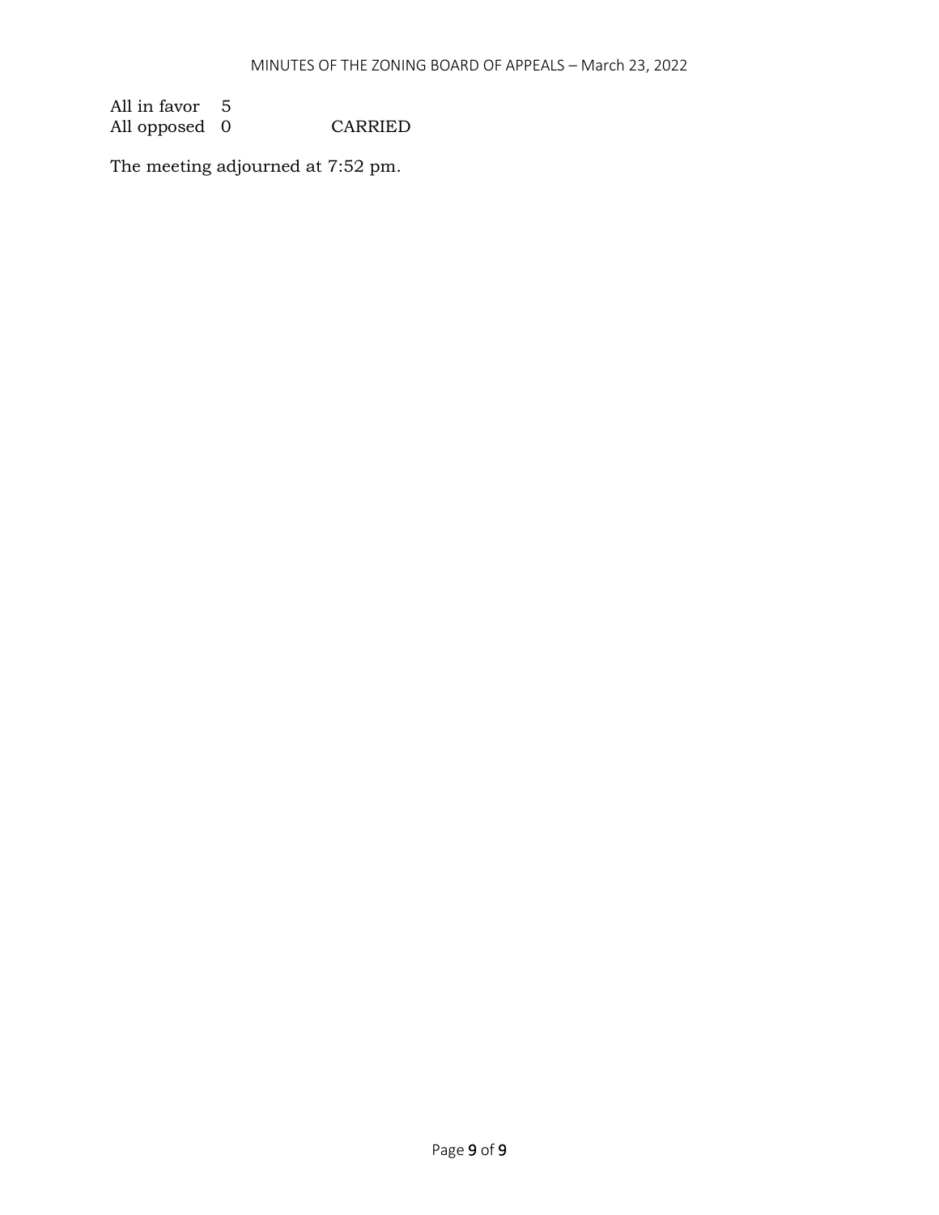All in favor 5
All opposed 0 CARRIED

The meeting adjourned at 7:52 pm.